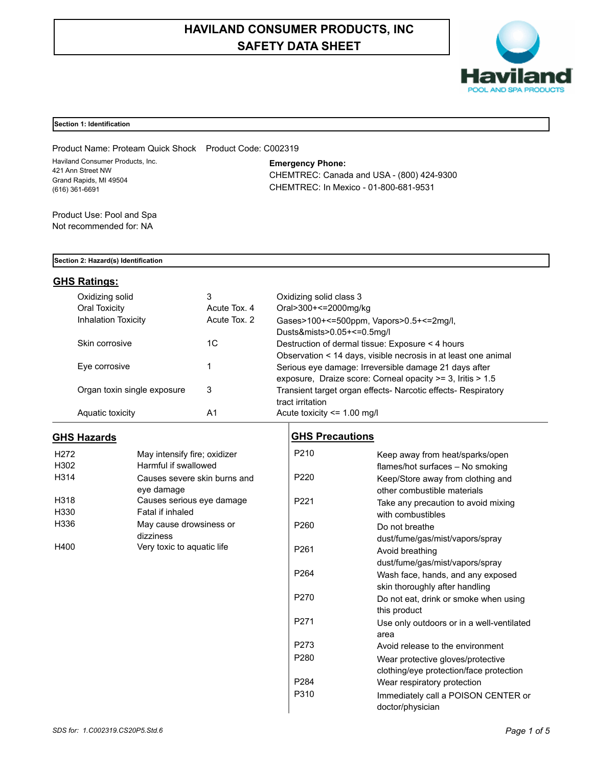# HAVILAND CONSUMER PRODUCTS, INC
# SAFETY DATA SHEET

Haviland
POOL AND SPA PRODUCTS

## Section 1: Identification

Product Name: Proteam Quick Shock  Product Code: C002319

Haviland Consumer Products, Inc.
421 Ann Street NW
Grand Rapids, MI 49504
(616) 361-6691

**Emergency Phone:**
CHEMTREC: Canada and USA - (800) 424-9300
CHEMTREC: In Mexico - 01-800-681-9531

Product Use: Pool and Spa
Not recommended for: NA

## Section 2: Hazard(s) Identification

### GHS Ratings:

| | | |
|---|---|---|
| Oxidizing solid | 3 | Oxidizing solid class 3 |
| Oral Toxicity | Acute Tox. 4 | Oral>300+<=2000mg/kg |
| Inhalation Toxicity | Acute Tox. 2 | Gases>100+<=500ppm, Vapors>0.5+<=2mg/l, Dusts&mists>0.05+<=0.5mg/l |
| Skin corrosive | 1C | Destruction of dermal tissue: Exposure < 4 hours Observation < 14 days, visible necrosis in at least one animal |
| Eye corrosive | 1 | Serious eye damage: Irreversible damage 21 days after exposure, Draize score: Corneal opacity >= 3, Iritis > 1.5 |
| Organ toxin single exposure | 3 | Transient target organ effects- Narcotic effects- Respiratory tract irritation |
| Aquatic toxicity | A1 | Acute toxicity <= 1.00 mg/l |

### GHS Hazards

| | |
|---|---|
| H272 | May intensify fire; oxidizer |
| H302 | Harmful if swallowed |
| H314 | Causes severe skin burns and eye damage |
| H318 | Causes serious eye damage |
| H330 | Fatal if inhaled |
| H336 | May cause drowsiness or dizziness |
| H400 | Very toxic to aquatic life |

### GHS Precautions

| | |
|---|---|
| P210 | Keep away from heat/sparks/open flames/hot surfaces – No smoking |
| P220 | Keep/Store away from clothing and other combustible materials |
| P221 | Take any precaution to avoid mixing with combustibles |
| P260 | Do not breathe dust/fume/gas/mist/vapors/spray |
| P261 | Avoid breathing dust/fume/gas/mist/vapors/spray |
| P264 | Wash face, hands, and any exposed skin thoroughly after handling |
| P270 | Do not eat, drink or smoke when using this product |
| P271 | Use only outdoors or in a well-ventilated area |
| P273 | Avoid release to the environment |
| P280 | Wear protective gloves/protective clothing/eye protection/face protection |
| P284 | Wear respiratory protection |
| P310 | Immediately call a POISON CENTER or doctor/physician |

*SDS for: 1.C002319.CS20P5.Std.6*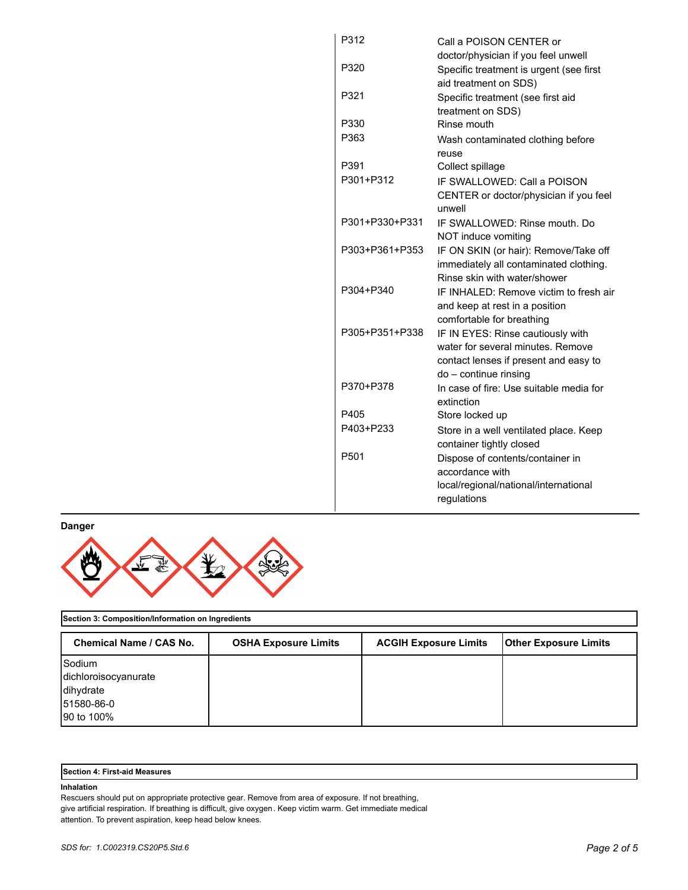| | |
|---|---|
| P312 | Call a POISON CENTER or doctor/physician if you feel unwell |
| P320 | Specific treatment is urgent (see first aid treatment on SDS) |
| P321 | Specific treatment (see first aid treatment on SDS) |
| P330 | Rinse mouth |
| P363 | Wash contaminated clothing before reuse |
| P391 | Collect spillage |
| P301+P312 | IF SWALLOWED: Call a POISON CENTER or doctor/physician if you feel unwell |
| P301+P330+P331 | IF SWALLOWED: Rinse mouth. Do NOT induce vomiting |
| P303+P361+P353 | IF ON SKIN (or hair): Remove/Take off immediately all contaminated clothing. Rinse skin with water/shower |
| P304+P340 | IF INHALED: Remove victim to fresh air and keep at rest in a position comfortable for breathing |
| P305+P351+P338 | IF IN EYES: Rinse cautiously with water for several minutes. Remove contact lenses if present and easy to do – continue rinsing |
| P370+P378 | In case of fire: Use suitable media for extinction |
| P405 | Store locked up |
| P403+P233 | Store in a well ventilated place. Keep container tightly closed |
| P501 | Dispose of contents/container in accordance with local/regional/national/international regulations |

**Danger**

## Section 3: Composition/Information on Ingredients

| Chemical Name / CAS No. | OSHA Exposure Limits | ACGIH Exposure Limits | Other Exposure Limits |
|---|---|---|---|
| Sodium dichloroisocyanurate dihydrate<br>51580-86-0<br>90 to 100% | | | |

## Section 4: First-aid Measures

**Inhalation**

Rescuers should put on appropriate protective gear. Remove from area of exposure. If not breathing, give artificial respiration. If breathing is difficult, give oxygen. Keep victim warm. Get immediate medical attention. To prevent aspiration, keep head below knees.

*SDS for: 1.C002319.CS20P5.Std.6*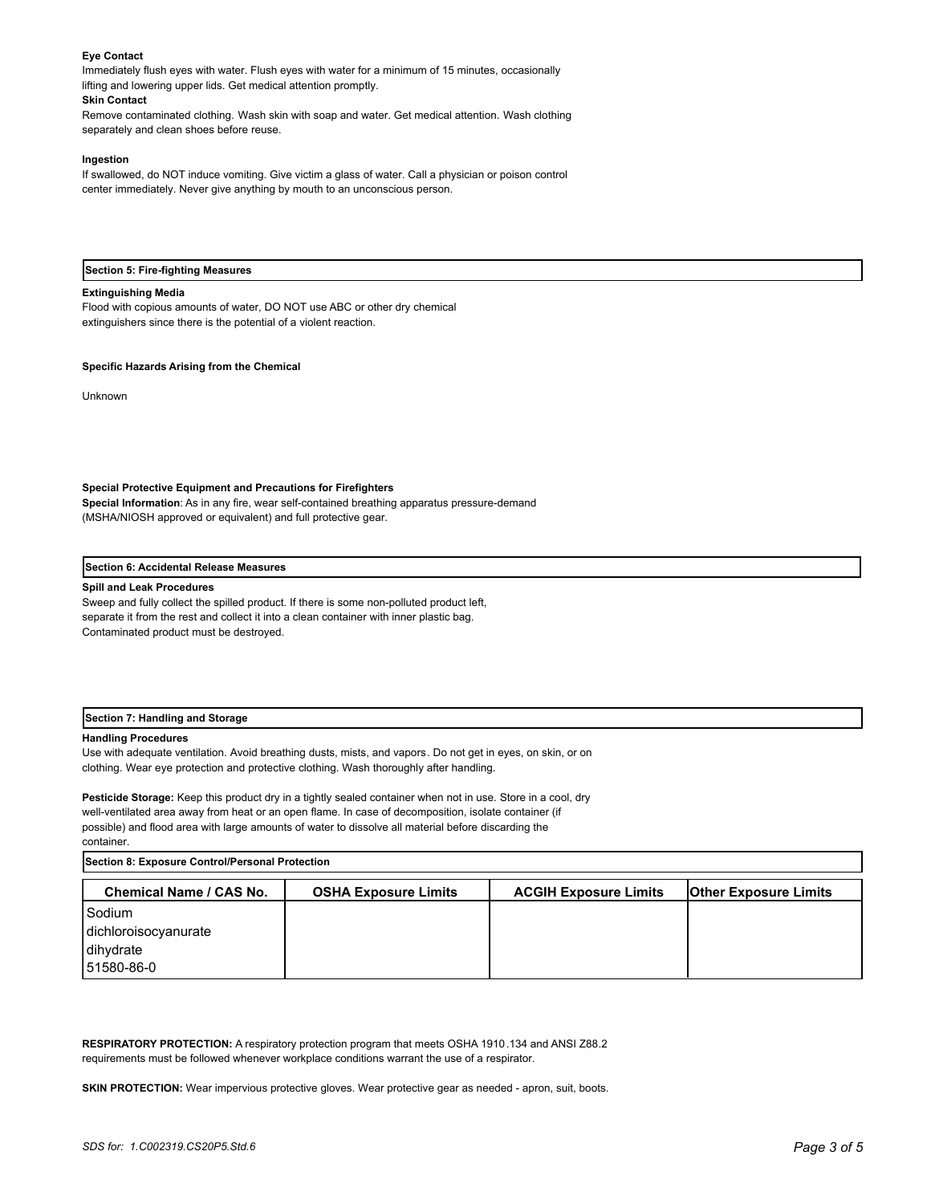**Eye Contact**

Immediately flush eyes with water. Flush eyes with water for a minimum of 15 minutes, occasionally lifting and lowering upper lids. Get medical attention promptly.

**Skin Contact**

Remove contaminated clothing. Wash skin with soap and water. Get medical attention. Wash clothing separately and clean shoes before reuse.

**Ingestion**

If swallowed, do NOT induce vomiting. Give victim a glass of water. Call a physician or poison control center immediately. Never give anything by mouth to an unconscious person.

## Section 5: Fire-fighting Measures

**Extinguishing Media**

Flood with copious amounts of water, DO NOT use ABC or other dry chemical extinguishers since there is the potential of a violent reaction.

**Specific Hazards Arising from the Chemical**

Unknown

**Special Protective Equipment and Precautions for Firefighters**

**Special Information**: As in any fire, wear self-contained breathing apparatus pressure-demand (MSHA/NIOSH approved or equivalent) and full protective gear.

## Section 6: Accidental Release Measures

**Spill and Leak Procedures**

Sweep and fully collect the spilled product. If there is some non-polluted product left, separate it from the rest and collect it into a clean container with inner plastic bag. Contaminated product must be destroyed.

## Section 7: Handling and Storage

**Handling Procedures**

Use with adequate ventilation. Avoid breathing dusts, mists, and vapors. Do not get in eyes, on skin, or on clothing. Wear eye protection and protective clothing. Wash thoroughly after handling.

**Pesticide Storage:** Keep this product dry in a tightly sealed container when not in use. Store in a cool, dry well-ventilated area away from heat or an open flame. In case of decomposition, isolate container (if possible) and flood area with large amounts of water to dissolve all material before discarding the container.

## Section 8: Exposure Control/Personal Protection

| Chemical Name / CAS No. | OSHA Exposure Limits | ACGIH Exposure Limits | Other Exposure Limits |
|---|---|---|---|
| Sodium dichloroisocyanurate dihydrate 51580-86-0 | | | |

**RESPIRATORY PROTECTION:** A respiratory protection program that meets OSHA 1910.134 and ANSI Z88.2 requirements must be followed whenever workplace conditions warrant the use of a respirator.

**SKIN PROTECTION:** Wear impervious protective gloves. Wear protective gear as needed - apron, suit, boots.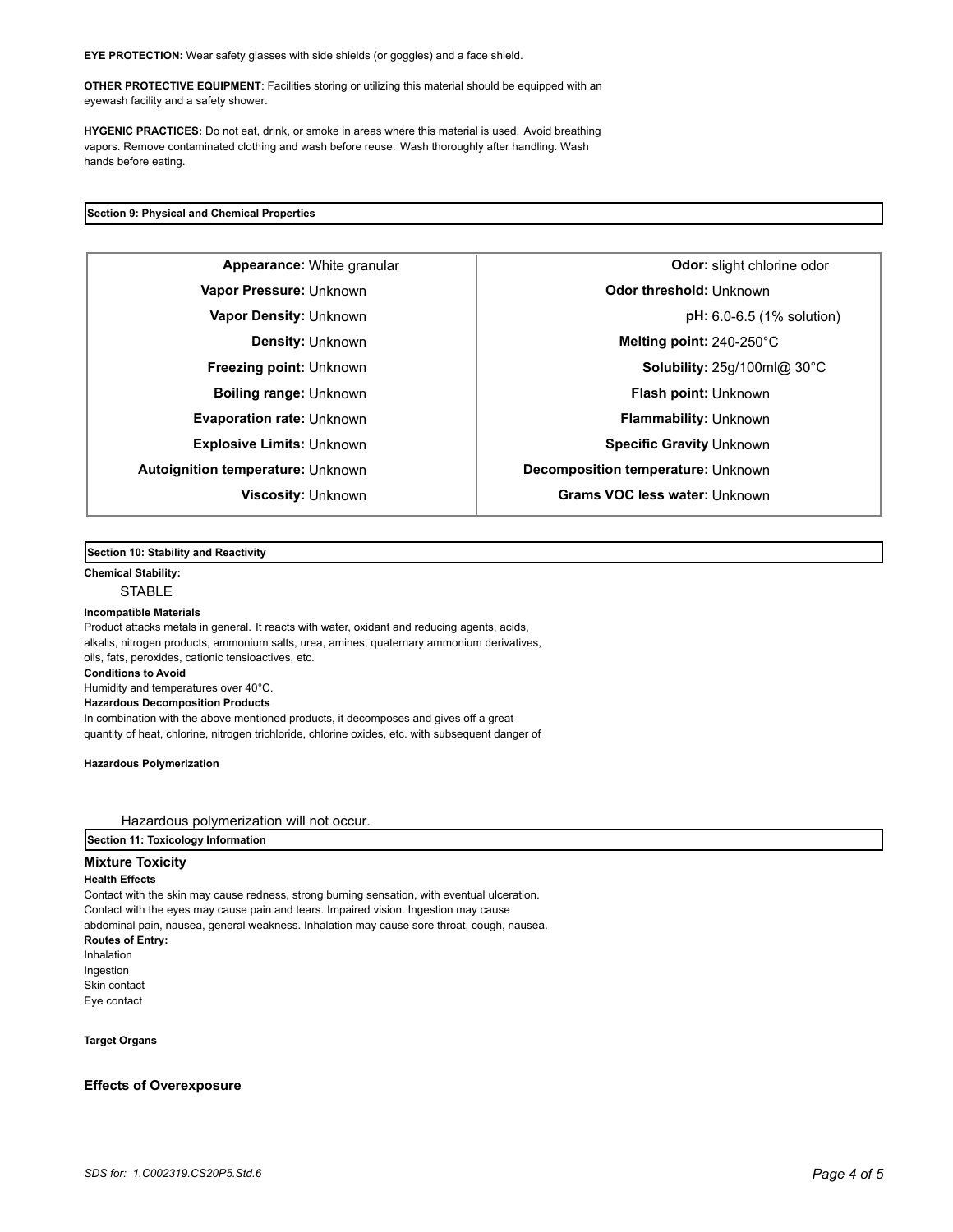**EYE PROTECTION:** Wear safety glasses with side shields (or goggles) and a face shield.

**OTHER PROTECTIVE EQUIPMENT**: Facilities storing or utilizing this material should be equipped with an eyewash facility and a safety shower.

**HYGENIC PRACTICES:** Do not eat, drink, or smoke in areas where this material is used. Avoid breathing vapors. Remove contaminated clothing and wash before reuse. Wash thoroughly after handling. Wash hands before eating.

## Section 9: Physical and Chemical Properties

| | | | |
|---|---|---|---|
| **Appearance:** | White granular | **Odor:** | slight chlorine odor |
| **Vapor Pressure:** | Unknown | **Odor threshold:** | Unknown |
| **Vapor Density:** | Unknown | **pH:** | 6.0-6.5 (1% solution) |
| **Density:** | Unknown | **Melting point:** | 240-250°C |
| **Freezing point:** | Unknown | **Solubility:** | 25g/100ml@ 30°C |
| **Boiling range:** | Unknown | **Flash point:** | Unknown |
| **Evaporation rate:** | Unknown | **Flammability:** | Unknown |
| **Explosive Limits:** | Unknown | **Specific Gravity** | Unknown |
| **Autoignition temperature:** | Unknown | **Decomposition temperature:** | Unknown |
| **Viscosity:** | Unknown | **Grams VOC less water:** | Unknown |

## Section 10: Stability and Reactivity

**Chemical Stability:**

STABLE

**Incompatible Materials**

Product attacks metals in general. It reacts with water, oxidant and reducing agents, acids, alkalis, nitrogen products, ammonium salts, urea, amines, quaternary ammonium derivatives, oils, fats, peroxides, cationic tensioactives, etc.

**Conditions to Avoid**

Humidity and temperatures over 40°C.

**Hazardous Decomposition Products**

In combination with the above mentioned products, it decomposes and gives off a great quantity of heat, chlorine, nitrogen trichloride, chlorine oxides, etc. with subsequent danger of

**Hazardous Polymerization**

Hazardous polymerization will not occur.

## Section 11: Toxicology Information

### Mixture Toxicity

**Health Effects**

Contact with the skin may cause redness, strong burning sensation, with eventual ulceration. Contact with the eyes may cause pain and tears. Impaired vision. Ingestion may cause abdominal pain, nausea, general weakness. Inhalation may cause sore throat, cough, nausea.

**Routes of Entry:**

Inhalation
Ingestion
Skin contact
Eye contact

**Target Organs**

### Effects of Overexposure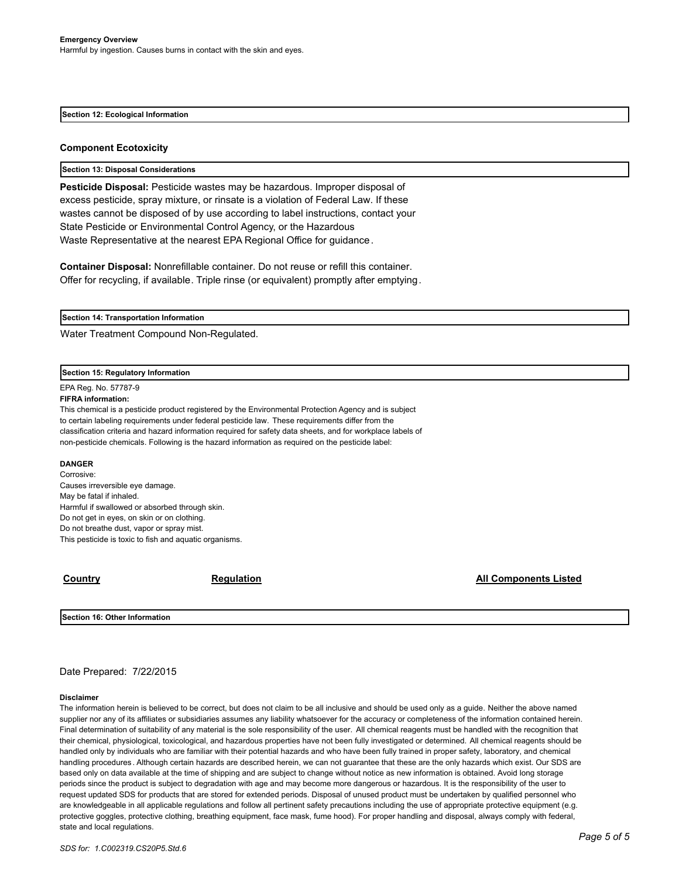**Emergency Overview**

Harmful by ingestion. Causes burns in contact with the skin and eyes.

## Section 12: Ecological Information

### Component Ecotoxicity

## Section 13: Disposal Considerations

**Pesticide Disposal:** Pesticide wastes may be hazardous. Improper disposal of excess pesticide, spray mixture, or rinsate is a violation of Federal Law. If these wastes cannot be disposed of by use according to label instructions, contact your State Pesticide or Environmental Control Agency, or the Hazardous Waste Representative at the nearest EPA Regional Office for guidance.

**Container Disposal:** Nonrefillable container. Do not reuse or refill this container. Offer for recycling, if available. Triple rinse (or equivalent) promptly after emptying.

## Section 14: Transportation Information

Water Treatment Compound Non-Regulated.

## Section 15: Regulatory Information

EPA Reg. No. 57787-9

**FIFRA information:**

This chemical is a pesticide product registered by the Environmental Protection Agency and is subject to certain labeling requirements under federal pesticide law. These requirements differ from the classification criteria and hazard information required for safety data sheets, and for workplace labels of non-pesticide chemicals. Following is the hazard information as required on the pesticide label:

**DANGER**

Corrosive:
Causes irreversible eye damage.
May be fatal if inhaled.
Harmful if swallowed or absorbed through skin.
Do not get in eyes, on skin or on clothing.
Do not breathe dust, vapor or spray mist.
This pesticide is toxic to fish and aquatic organisms.

| Country | Regulation | All Components Listed |
| --- | --- | --- |

## Section 16: Other Information

Date Prepared: 7/22/2015

**Disclaimer**

The information herein is believed to be correct, but does not claim to be all inclusive and should be used only as a guide. Neither the above named supplier nor any of its affiliates or subsidiaries assumes any liability whatsoever for the accuracy or completeness of the information contained herein. Final determination of suitability of any material is the sole responsibility of the user. All chemical reagents must be handled with the recognition that their chemical, physiological, toxicological, and hazardous properties have not been fully investigated or determined. All chemical reagents should be handled only by individuals who are familiar with their potential hazards and who have been fully trained in proper safety, laboratory, and chemical handling procedures. Although certain hazards are described herein, we can not guarantee that these are the only hazards which exist. Our SDS are based only on data available at the time of shipping and are subject to change without notice as new information is obtained. Avoid long storage periods since the product is subject to degradation with age and may become more dangerous or hazardous. It is the responsibility of the user to request updated SDS for products that are stored for extended periods. Disposal of unused product must be undertaken by qualified personnel who are knowledgeable in all applicable regulations and follow all pertinent safety precautions including the use of appropriate protective equipment (e.g. protective goggles, protective clothing, breathing equipment, face mask, fume hood). For proper handling and disposal, always comply with federal, state and local regulations.

*SDS for: 1.C002319.CS20P5.Std.6*